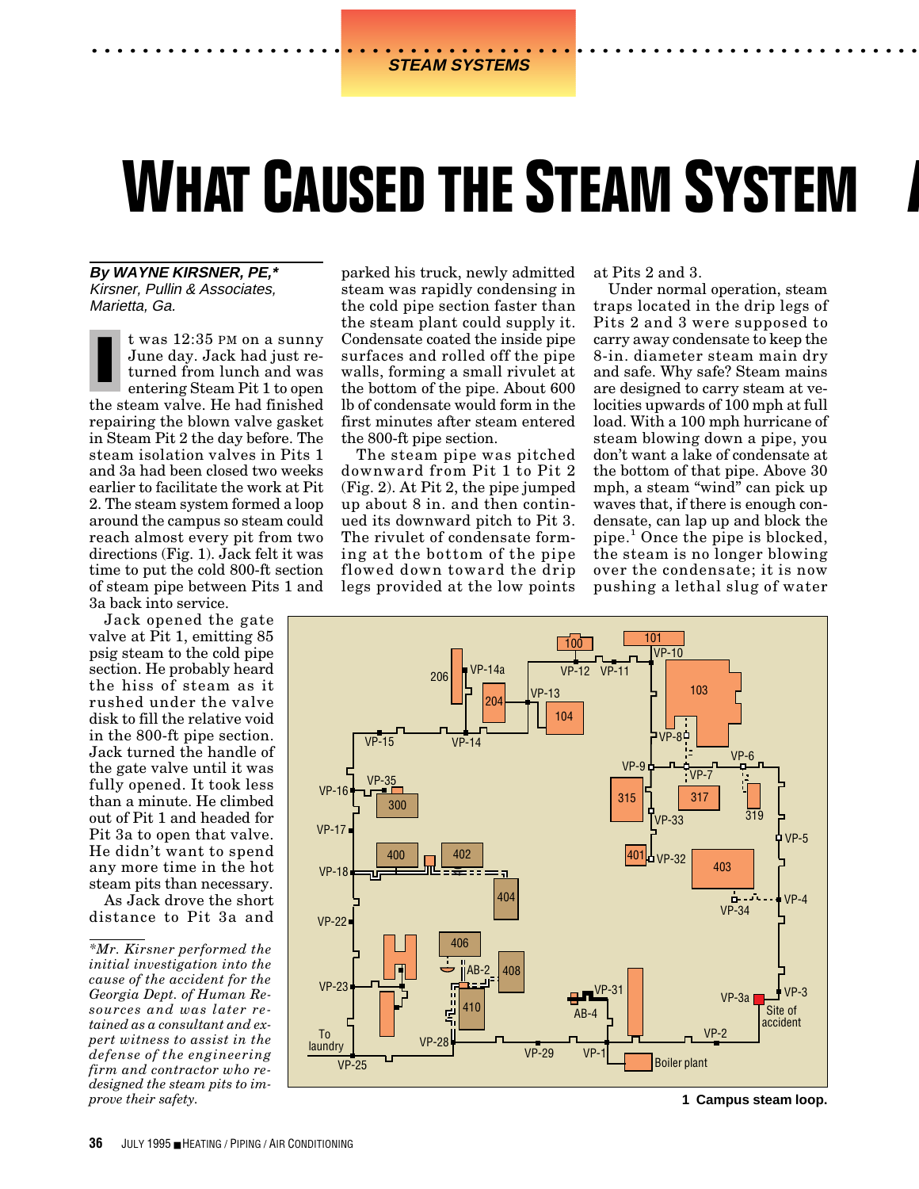STEAM SYSTEMS

# WHAT CAUSED THE STEAM SYSTEM

**By WAYNE KIRSNER, PE,***
*Kirsner, Pullin & Associates, Marietta, Ga.*

It was 12:35 PM on a sunny June day. Jack had just returned from lunch and was entering Steam Pit 1 to open the steam valve. He had finished repairing the blown valve gasket in Steam Pit 2 the day before. The steam isolation valves in Pits 1 and 3a had been closed two weeks earlier to facilitate the work at Pit 2. The steam system formed a loop around the campus so steam could reach almost every pit from two directions (Fig. 1). Jack felt it was time to put the cold 800-ft section of steam pipe between Pits 1 and 3a back into service.

Jack opened the gate valve at Pit 1, emitting 85 psig steam to the cold pipe section. He probably heard the hiss of steam as it rushed under the valve disk to fill the relative void in the 800-ft pipe section. Jack turned the handle of the gate valve until it was fully opened. It took less than a minute. He climbed out of Pit 1 and headed for Pit 3a to open that valve. He didn't want to spend any more time in the hot steam pits than necessary.

As Jack drove the short distance to Pit 3a and parked his truck, newly admitted steam was rapidly condensing in the cold pipe section faster than the steam plant could supply it. Condensate coated the inside pipe surfaces and rolled off the pipe walls, forming a small rivulet at the bottom of the pipe. About 600 lb of condensate would form in the first minutes after steam entered the 800-ft pipe section.

The steam pipe was pitched downward from Pit 1 to Pit 2 (Fig. 2). At Pit 2, the pipe jumped up about 8 in. and then continued its downward pitch to Pit 3. The rivulet of condensate forming at the bottom of the pipe flowed down toward the drip legs provided at the low points at Pits 2 and 3.

Under normal operation, steam traps located in the drip legs of Pits 2 and 3 were supposed to carry away condensate to keep the 8-in. diameter steam main dry and safe. Why safe? Steam mains are designed to carry steam at velocities upwards of 100 mph at full load. With a 100 mph hurricane of steam blowing down a pipe, you don't want a lake of condensate at the bottom of that pipe. Above 30 mph, a steam "wind" can pick up waves that, if there is enough condensate, can lap up and block the pipe.[1] Once the pipe is blocked, the steam is no longer blowing over the condensate; it is now pushing a lethal slug of water

**1 Campus steam loop.**

*\*Mr. Kirsner performed the initial investigation into the cause of the accident for the Georgia Dept. of Human Resources and was later retained as a consultant and expert witness to assist in the defense of the engineering firm and contractor who redesigned the steam pits to improve their safety.*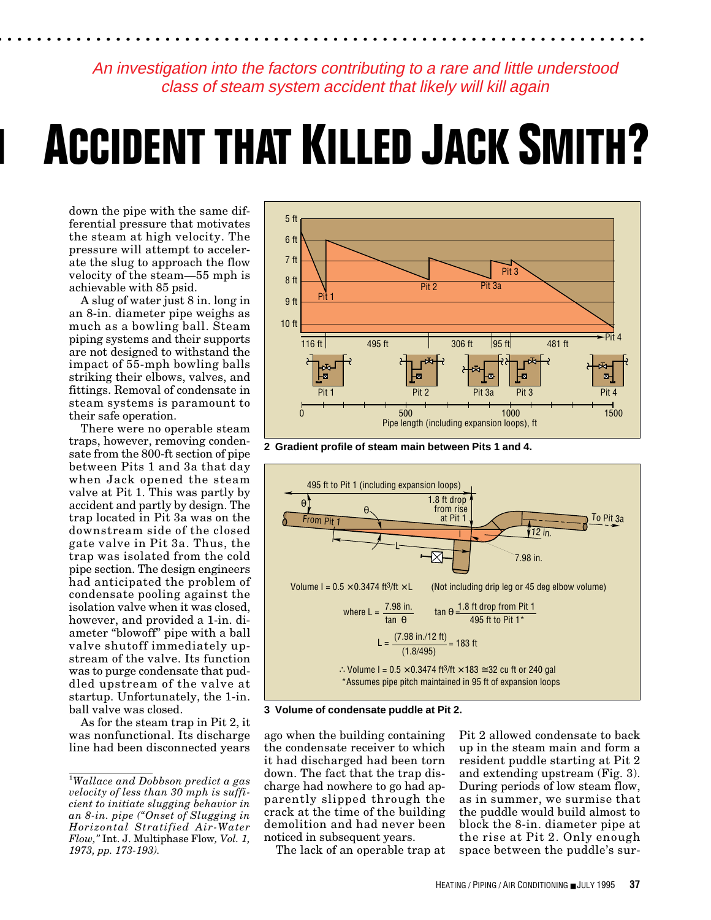*An investigation into the factors contributing to a rare and little understood class of steam system accident that likely will kill again*

# ACCIDENT THAT KILLED JACK SMITH?

down the pipe with the same differential pressure that motivates the steam at high velocity. The pressure will attempt to accelerate the slug to approach the flow velocity of the steam—55 mph is achievable with 85 psid.

A slug of water just 8 in. long in an 8-in. diameter pipe weighs as much as a bowling ball. Steam piping systems and their supports are not designed to withstand the impact of 55-mph bowling balls striking their elbows, valves, and fittings. Removal of condensate in steam systems is paramount to their safe operation.

There were no operable steam traps, however, removing condensate from the 800-ft section of pipe between Pits 1 and 3a that day when Jack opened the steam valve at Pit 1. This was partly by accident and partly by design. The trap located in Pit 3a was on the downstream side of the closed gate valve in Pit 3a. Thus, the trap was isolated from the cold pipe section. The design engineers had anticipated the problem of condensate pooling against the isolation valve when it was closed, however, and provided a 1-in. diameter "blowoff" pipe with a ball valve shutoff immediately upstream of the valve. Its function was to purge condensate that puddled upstream of the valve at startup. Unfortunately, the 1-in. ball valve was closed.

As for the steam trap in Pit 2, it was nonfunctional. Its discharge line had been disconnected years ago when the building containing the condensate receiver to which it had discharged had been torn down. The fact that the trap discharge had nowhere to go had apparently slipped through the crack at the time of the building demolition and had never been noticed in subsequent years.

The lack of an operable trap at Pit 2 allowed condensate to back up in the steam main and form a resident puddle starting at Pit 2 and extending upstream (Fig. 3). During periods of low steam flow, as in summer, we surmise that the puddle would build almost to block the 8-in. diameter pipe at the rise at Pit 2. Only enough space between the puddle's sur-

---

[1] *Wallace and Dobbson predict a gas velocity of less than 30 mph is sufficient to initiate slugging behavior in an 8-in. pipe ("Onset of Slugging in Horizontal Stratified Air-Water Flow,"* Int. J. Multiphase Flow, *Vol. 1, 1973, pp. 173-193).*

**2 Gradient profile of steam main between Pits 1 and 4.**

**3 Volume of condensate puddle at Pit 2.**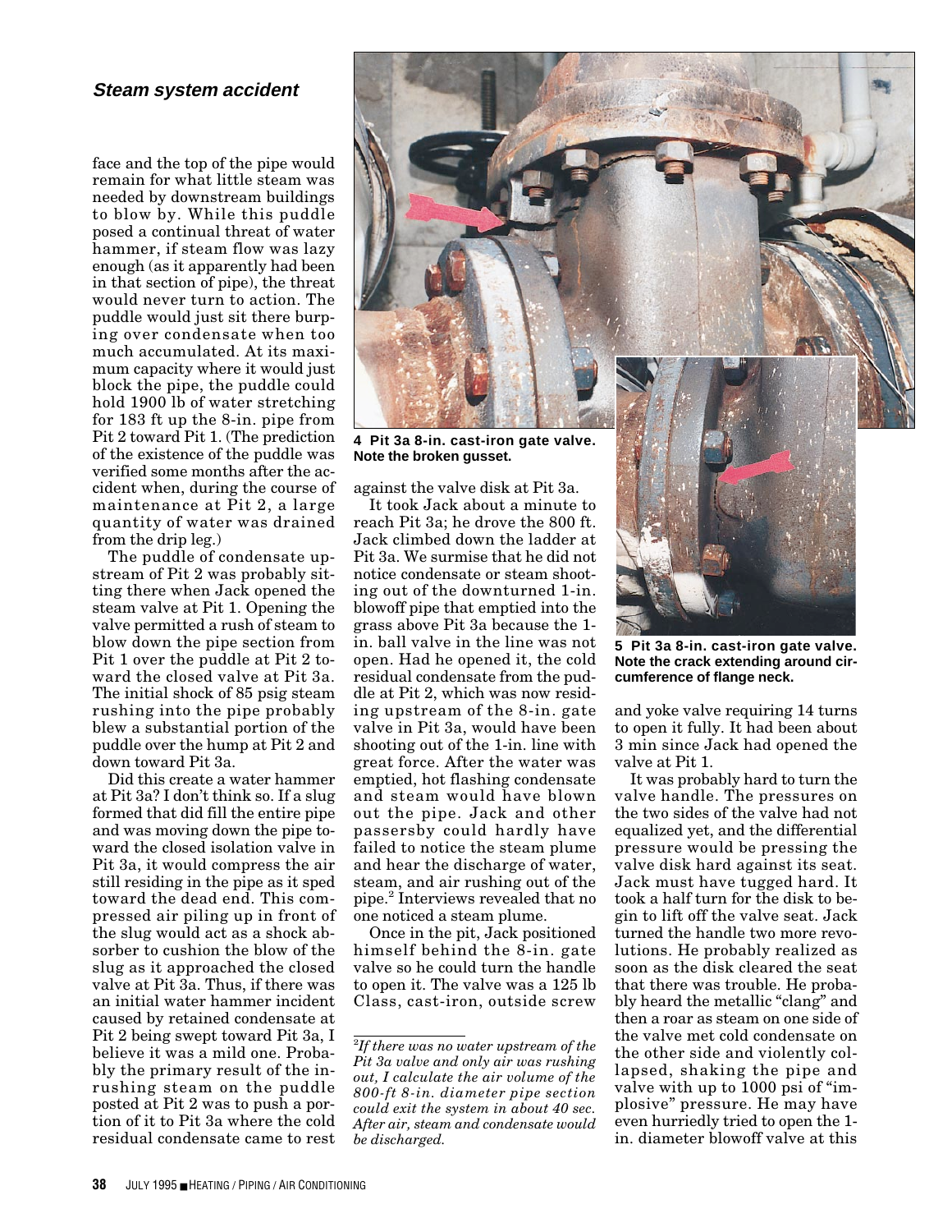face and the top of the pipe would remain for what little steam was needed by downstream buildings to blow by. While this puddle posed a continual threat of water hammer, if steam flow was lazy enough (as it apparently had been in that section of pipe), the threat would never turn to action. The puddle would just sit there burping over condensate when too much accumulated. At its maximum capacity where it would just block the pipe, the puddle could hold 1900 lb of water stretching for 183 ft up the 8-in. pipe from Pit 2 toward Pit 1. (The prediction of the existence of the puddle was verified some months after the accident when, during the course of maintenance at Pit 2, a large quantity of water was drained from the drip leg.)

The puddle of condensate upstream of Pit 2 was probably sitting there when Jack opened the steam valve at Pit 1. Opening the valve permitted a rush of steam to blow down the pipe section from Pit 1 over the puddle at Pit 2 toward the closed valve at Pit 3a. The initial shock of 85 psig steam rushing into the pipe probably blew a substantial portion of the puddle over the hump at Pit 2 and down toward Pit 3a.

Did this create a water hammer at Pit 3a? I don't think so. If a slug formed that did fill the entire pipe and was moving down the pipe toward the closed isolation valve in Pit 3a, it would compress the air still residing in the pipe as it sped toward the dead end. This compressed air piling up in front of the slug would act as a shock absorber to cushion the blow of the slug as it approached the closed valve at Pit 3a. Thus, if there was an initial water hammer incident caused by retained condensate at Pit 2 being swept toward Pit 3a, I believe it was a mild one. Probably the primary result of the inrushing steam on the puddle posted at Pit 2 was to push a portion of it to Pit 3a where the cold residual condensate came to rest against the valve disk at Pit 3a.

**4 Pit 3a 8-in. cast-iron gate valve. Note the broken gusset.**

It took Jack about a minute to reach Pit 3a; he drove the 800 ft. Jack climbed down the ladder at Pit 3a. We surmise that he did not notice condensate or steam shooting out of the downturned 1-in. blowoff pipe that emptied into the grass above Pit 3a because the 1-in. ball valve in the line was not open. Had he opened it, the cold residual condensate from the puddle at Pit 2, which was now residing upstream of the 8-in. gate valve in Pit 3a, would have been shooting out of the 1-in. line with great force. After the water was emptied, hot flashing condensate and steam would have blown out the pipe. Jack and other passersby could hardly have failed to notice the steam plume and hear the discharge of water, steam, and air rushing out of the pipe.[2] Interviews revealed that no one noticed a steam plume.

Once in the pit, Jack positioned himself behind the 8-in. gate valve so he could turn the handle to open it. The valve was a 125 lb Class, cast-iron, outside screw and yoke valve requiring 14 turns to open it fully. It had been about 3 min since Jack had opened the valve at Pit 1.

**5 Pit 3a 8-in. cast-iron gate valve. Note the crack extending around circumference of flange neck.**

It was probably hard to turn the valve handle. The pressures on the two sides of the valve had not equalized yet, and the differential pressure would be pressing the valve disk hard against its seat. Jack must have tugged hard. It took a half turn for the disk to begin to lift off the valve seat. Jack turned the handle two more revolutions. He probably realized as soon as the disk cleared the seat that there was trouble. He probably heard the metallic "clang" and then a roar as steam on one side of the valve met cold condensate on the other side and violently collapsed, shaking the pipe and valve with up to 1000 psi of "implosive" pressure. He may have even hurriedly tried to open the 1-in. diameter blowoff valve at this

---

[2] *If there was no water upstream of the Pit 3a valve and only air was rushing out, I calculate the air volume of the 800-ft 8-in. diameter pipe section could exit the system in about 40 sec. After air, steam and condensate would be discharged.*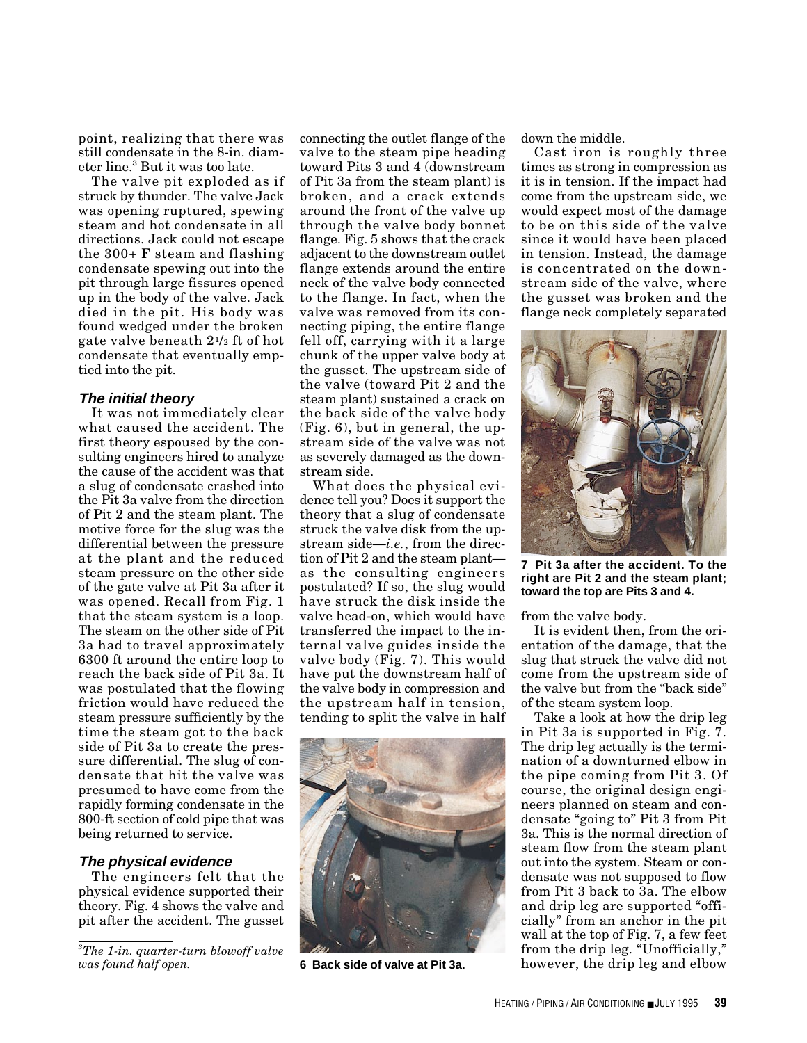point, realizing that there was still condensate in the 8-in. diameter line.[3] But it was too late.

The valve pit exploded as if struck by thunder. The valve Jack was opening ruptured, spewing steam and hot condensate in all directions. Jack could not escape the 300+ F steam and flashing condensate spewing out into the pit through large fissures opened up in the body of the valve. Jack died in the pit. His body was found wedged under the broken gate valve beneath 2½ ft of hot condensate that eventually emptied into the pit.

### The initial theory

It was not immediately clear what caused the accident. The first theory espoused by the consulting engineers hired to analyze the cause of the accident was that a slug of condensate crashed into the Pit 3a valve from the direction of Pit 2 and the steam plant. The motive force for the slug was the differential between the pressure at the plant and the reduced steam pressure on the other side of the gate valve at Pit 3a after it was opened. Recall from Fig. 1 that the steam system is a loop. The steam on the other side of Pit 3a had to travel approximately 6300 ft around the entire loop to reach the back side of Pit 3a. It was postulated that the flowing friction would have reduced the steam pressure sufficiently by the time the steam got to the back side of Pit 3a to create the pressure differential. The slug of condensate that hit the valve was presumed to have come from the rapidly forming condensate in the 800-ft section of cold pipe that was being returned to service.

### The physical evidence

The engineers felt that the physical evidence supported their theory. Fig. 4 shows the valve and pit after the accident. The gusset connecting the outlet flange of the valve to the steam pipe heading toward Pits 3 and 4 (downstream of Pit 3a from the steam plant) is broken, and a crack extends around the front of the valve up through the valve body bonnet flange. Fig. 5 shows that the crack adjacent to the downstream outlet flange extends around the entire neck of the valve body connected to the flange. In fact, when the valve was removed from its connecting piping, the entire flange fell off, carrying with it a large chunk of the upper valve body at the gusset. The upstream side of the valve (toward Pit 2 and the steam plant) sustained a crack on the back side of the valve body (Fig. 6), but in general, the upstream side of the valve was not as severely damaged as the downstream side.

What does the physical evidence tell you? Does it support the theory that a slug of condensate struck the valve disk from the upstream side—*i.e.*, from the direction of Pit 2 and the steam plant—as the consulting engineers postulated? If so, the slug would have struck the disk inside the valve head-on, which would have transferred the impact to the internal valve guides inside the valve body (Fig. 7). This would have put the downstream half of the valve body in compression and the upstream half in tension, tending to split the valve in half down the middle.

**6 Back side of valve at Pit 3a.**

Cast iron is roughly three times as strong in compression as it is in tension. If the impact had come from the upstream side, we would expect most of the damage to be on this side of the valve since it would have been placed in tension. Instead, the damage is concentrated on the downstream side of the valve, where the gusset was broken and the flange neck completely separated from the valve body.

**7 Pit 3a after the accident. To the right are Pit 2 and the steam plant; toward the top are Pits 3 and 4.**

It is evident then, from the orientation of the damage, that the slug that struck the valve did not come from the upstream side of the valve but from the "back side" of the steam system loop.

Take a look at how the drip leg in Pit 3a is supported in Fig. 7. The drip leg actually is the termination of a downturned elbow in the pipe coming from Pit 3. Of course, the original design engineers planned on steam and condensate "going to" Pit 3 from Pit 3a. This is the normal direction of steam flow from the steam plant out into the system. Steam or condensate was not supposed to flow from Pit 3 back to 3a. The elbow and drip leg are supported "officially" from an anchor in the pit wall at the top of Fig. 7, a few feet from the drip leg. "Unofficially," however, the drip leg and elbow

---

[3] *The 1-in. quarter-turn blowoff valve was found half open.*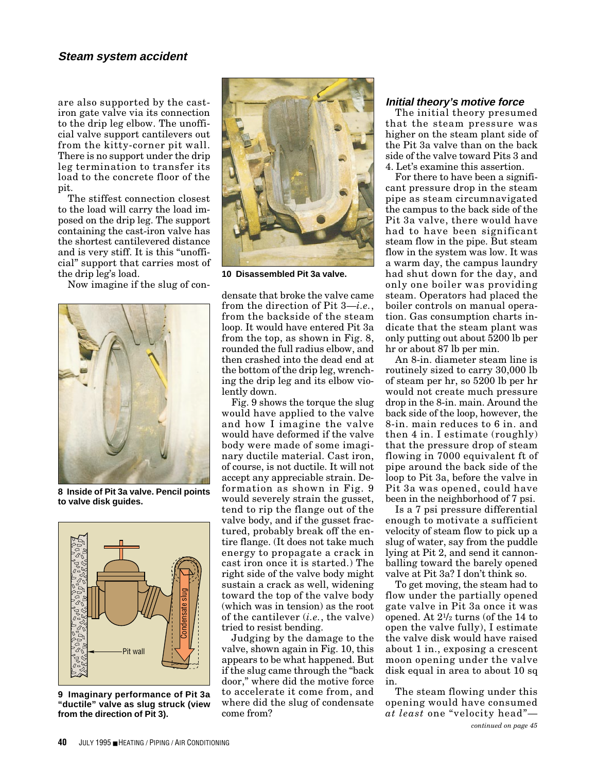are also supported by the cast-iron gate valve via its connection to the drip leg elbow. The unofficial valve support cantilevers out from the kitty-corner pit wall. There is no support under the drip leg termination to transfer its load to the concrete floor of the pit.

The stiffest connection closest to the load will carry the load imposed on the drip leg. The support containing the cast-iron valve has the shortest cantilevered distance and is very stiff. It is this "unofficial" support that carries most of the drip leg's load.

Now imagine if the slug of condensate that broke the valve came from the direction of Pit 3—*i.e.*, from the backside of the steam loop. It would have entered Pit 3a from the top, as shown in Fig. 8, rounded the full radius elbow, and then crashed into the dead end at the bottom of the drip leg, wrenching the drip leg and its elbow violently down.

**8 Inside of Pit 3a valve. Pencil points to valve disk guides.**

**9 Imaginary performance of Pit 3a "ductile" valve as slug struck (view from the direction of Pit 3).**

**10 Disassembled Pit 3a valve.**

Fig. 9 shows the torque the slug would have applied to the valve and how I imagine the valve would have deformed if the valve body were made of some imaginary ductile material. Cast iron, of course, is not ductile. It will not accept any appreciable strain. Deformation as shown in Fig. 9 would severely strain the gusset, tend to rip the flange out of the valve body, and if the gusset fractured, probably break off the entire flange. (It does not take much energy to propagate a crack in cast iron once it is started.) The right side of the valve body might sustain a crack as well, widening toward the top of the valve body (which was in tension) as the root of the cantilever (*i.e.*, the valve) tried to resist bending.

Judging by the damage to the valve, shown again in Fig. 10, this appears to be what happened. But if the slug came through the "back door," where did the motive force to accelerate it come from, and where did the slug of condensate come from?

### Initial theory's motive force

The initial theory presumed that the steam pressure was higher on the steam plant side of the Pit 3a valve than on the back side of the valve toward Pits 3 and 4. Let's examine this assertion.

For there to have been a significant pressure drop in the steam pipe as steam circumnavigated the campus to the back side of the Pit 3a valve, there would have had to have been significant steam flow in the pipe. But steam flow in the system was low. It was a warm day, the campus laundry had shut down for the day, and only one boiler was providing steam. Operators had placed the boiler controls on manual operation. Gas consumption charts indicate that the steam plant was only putting out about 5200 lb per hr or about 87 lb per min.

An 8-in. diameter steam line is routinely sized to carry 30,000 lb of steam per hr, so 5200 lb per hr would not create much pressure drop in the 8-in. main. Around the back side of the loop, however, the 8-in. main reduces to 6 in. and then 4 in. I estimate (roughly) that the pressure drop of steam flowing in 7000 equivalent ft of pipe around the back side of the loop to Pit 3a, before the valve in Pit 3a was opened, could have been in the neighborhood of 7 psi.

Is a 7 psi pressure differential enough to motivate a sufficient velocity of steam flow to pick up a slug of water, say from the puddle lying at Pit 2, and send it cannonballing toward the barely opened valve at Pit 3a? I don't think so.

To get moving, the steam had to flow under the partially opened gate valve in Pit 3a once it was opened. At 2½ turns (of the 14 to open the valve fully), I estimate the valve disk would have raised about 1 in., exposing a crescent moon opening under the valve disk equal in area to about 10 sq in.

The steam flowing under this opening would have consumed *at least* one "velocity head"—

*continued on page 45*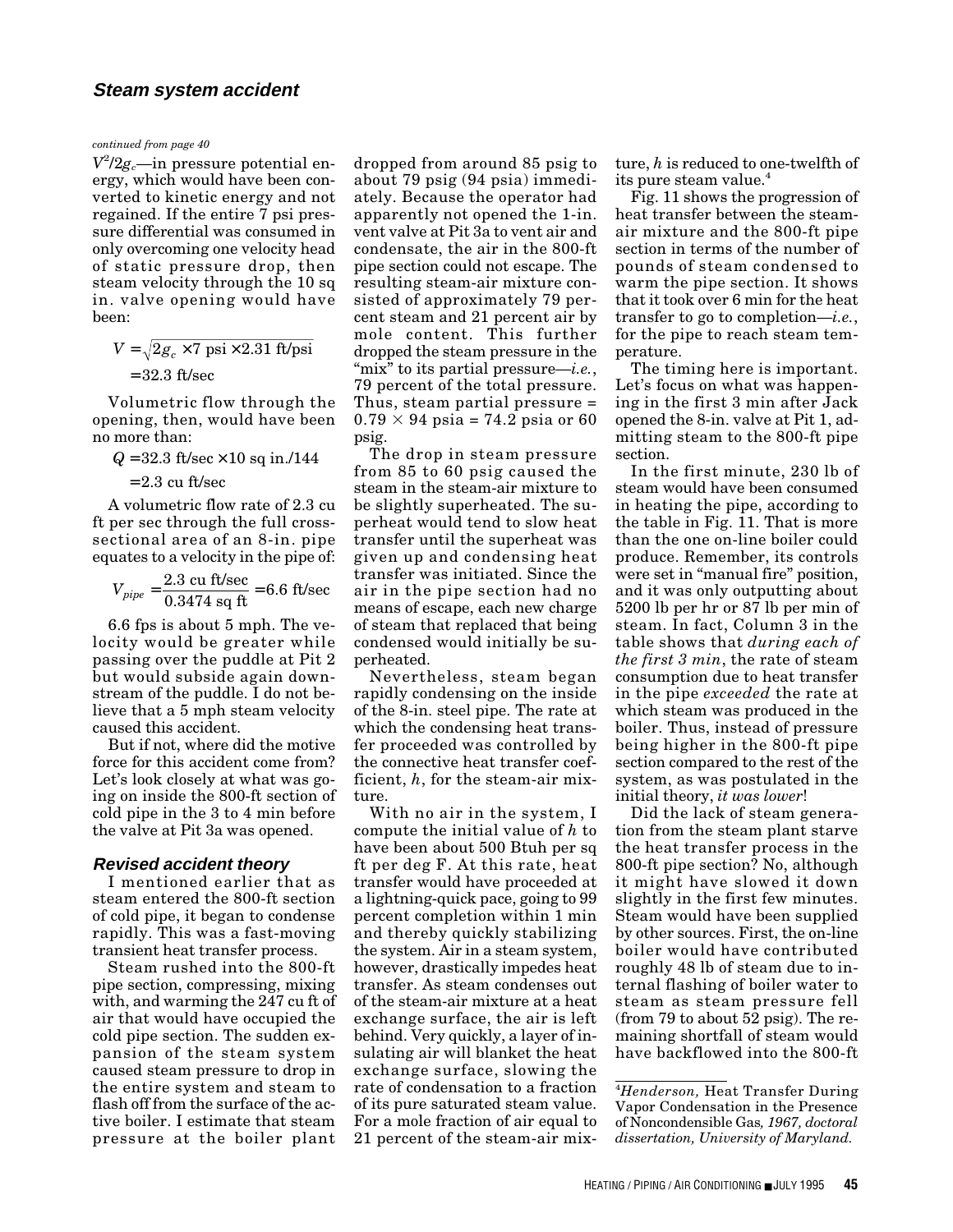## Steam system accident

*continued from page 40*

$V^2/2g_c$—in pressure potential energy, which would have been converted to kinetic energy and not regained. If the entire 7 psi pressure differential was consumed in only overcoming one velocity head of static pressure drop, then steam velocity through the 10 sq in. valve opening would have been:

$$V = \sqrt{2g_c \times 7 \text{ psi} \times 2.31 \text{ ft/psi}}$$
$$= 32.3 \text{ ft/sec}$$

Volumetric flow through the opening, then, would have been no more than:

$$Q = 32.3 \text{ ft/sec} \times 10 \text{ sq in.}/144$$
$$= 2.3 \text{ cu ft/sec}$$

A volumetric flow rate of 2.3 cu ft per sec through the full cross-sectional area of an 8-in. pipe equates to a velocity in the pipe of:

$$V_{pipe} = \frac{2.3 \text{ cu ft/sec}}{0.3474 \text{ sq ft}} = 6.6 \text{ ft/sec}$$

6.6 fps is about 5 mph. The velocity would be greater while passing over the puddle at Pit 2 but would subside again downstream of the puddle. I do not believe that a 5 mph steam velocity caused this accident.

But if not, where did the motive force for this accident come from? Let's look closely at what was going on inside the 800-ft section of cold pipe in the 3 to 4 min before the valve at Pit 3a was opened.

### Revised accident theory

I mentioned earlier that as steam entered the 800-ft section of cold pipe, it began to condense rapidly. This was a fast-moving transient heat transfer process.

Steam rushed into the 800-ft pipe section, compressing, mixing with, and warming the 247 cu ft of air that would have occupied the cold pipe section. The sudden expansion of the steam system caused steam pressure to drop in the entire system and steam to flash off from the surface of the active boiler. I estimate that steam pressure at the boiler plant dropped from around 85 psig to about 79 psig (94 psia) immediately. Because the operator had apparently not opened the 1-in. vent valve at Pit 3a to vent air and condensate, the air in the 800-ft pipe section could not escape. The resulting steam-air mixture consisted of approximately 79 percent steam and 21 percent air by mole content. This further dropped the steam pressure in the "mix" to its partial pressure—*i.e.*, 79 percent of the total pressure. Thus, steam partial pressure = $0.79 \times 94$ psia = 74.2 psia or 60 psig.

The drop in steam pressure from 85 to 60 psig caused the steam in the steam-air mixture to be slightly superheated. The superheat would tend to slow heat transfer until the superheat was given up and condensing heat transfer was initiated. Since the air in the pipe section had no means of escape, each new charge of steam that replaced that being condensed would initially be superheated.

Nevertheless, steam began rapidly condensing on the inside of the 8-in. steel pipe. The rate at which the condensing heat transfer proceeded was controlled by the connective heat transfer coefficient, $h$, for the steam-air mixture.

With no air in the system, I compute the initial value of $h$ to have been about 500 Btuh per sq ft per deg F. At this rate, heat transfer would have proceeded at a lightning-quick pace, going to 99 percent completion within 1 min and thereby quickly stabilizing the system. Air in a steam system, however, drastically impedes heat transfer. As steam condenses out of the steam-air mixture at a heat exchange surface, the air is left behind. Very quickly, a layer of insulating air will blanket the heat exchange surface, slowing the rate of condensation to a fraction of its pure saturated steam value. For a mole fraction of air equal to 21 percent of the steam-air mixture, $h$ is reduced to one-twelfth of its pure steam value.[4]

Fig. 11 shows the progression of heat transfer between the steam-air mixture and the 800-ft pipe section in terms of the number of pounds of steam condensed to warm the pipe section. It shows that it took over 6 min for the heat transfer to go to completion—*i.e.*, for the pipe to reach steam temperature.

The timing here is important. Let's focus on what was happening in the first 3 min after Jack opened the 8-in. valve at Pit 1, admitting steam to the 800-ft pipe section.

In the first minute, 230 lb of steam would have been consumed in heating the pipe, according to the table in Fig. 11. That is more than the one on-line boiler could produce. Remember, its controls were set in "manual fire" position, and it was only outputting about 5200 lb per hr or 87 lb per min of steam. In fact, Column 3 in the table shows that *during each of the first 3 min*, the rate of steam consumption due to heat transfer in the pipe *exceeded* the rate at which steam was produced in the boiler. Thus, instead of pressure being higher in the 800-ft pipe section compared to the rest of the system, as was postulated in the initial theory, *it was lower*!

Did the lack of steam generation from the steam plant starve the heat transfer process in the 800-ft pipe section? No, although it might have slowed it down slightly in the first few minutes. Steam would have been supplied by other sources. First, the on-line boiler would have contributed roughly 48 lb of steam due to internal flashing of boiler water to steam as steam pressure fell (from 79 to about 52 psig). The remaining shortfall of steam would have backflowed into the 800-ft

---

[4]*Henderson,* Heat Transfer During Vapor Condensation in the Presence of Noncondensible Gas*, 1967, doctoral dissertation, University of Maryland.*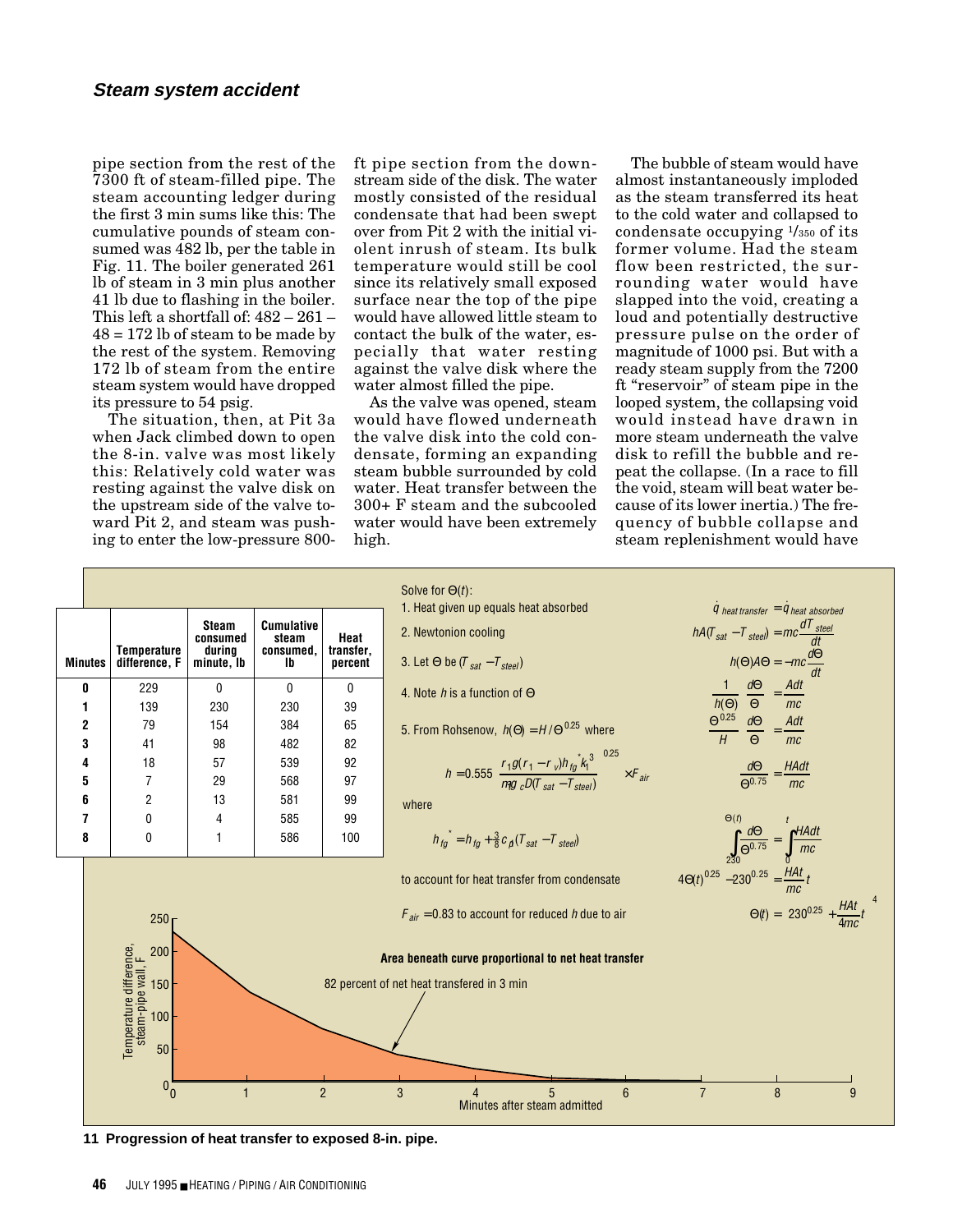pipe section from the rest of the 7300 ft of steam-filled pipe. The steam accounting ledger during the first 3 min sums like this: The cumulative pounds of steam consumed was 482 lb, per the table in Fig. 11. The boiler generated 261 lb of steam in 3 min plus another 41 lb due to flashing in the boiler. This left a shortfall of: 482 – 261 – 48 = 172 lb of steam to be made by the rest of the system. Removing 172 lb of steam from the entire steam system would have dropped its pressure to 54 psig.

The situation, then, at Pit 3a when Jack climbed down to open the 8-in. valve was most likely this: Relatively cold water was resting against the valve disk on the upstream side of the valve toward Pit 2, and steam was pushing to enter the low-pressure 800-ft pipe section from the downstream side of the disk. The water mostly consisted of the residual condensate that had been swept over from Pit 2 with the initial violent inrush of steam. Its bulk temperature would still be cool since its relatively small exposed surface near the top of the pipe would have allowed little steam to contact the bulk of the water, especially that water resting against the valve disk where the water almost filled the pipe.

As the valve was opened, steam would have flowed underneath the valve disk into the cold condensate, forming an expanding steam bubble surrounded by cold water. Heat transfer between the 300+ F steam and the subcooled water would have been extremely high.

The bubble of steam would have almost instantaneously imploded as the steam transferred its heat to the cold water and collapsed to condensate occupying 1/350 of its former volume. Had the steam flow been restricted, the surrounding water would have slapped into the void, creating a loud and potentially destructive pressure pulse on the order of magnitude of 1000 psi. But with a ready steam supply from the 7200 ft "reservoir" of steam pipe in the looped system, the collapsing void would instead have drawn in more steam underneath the valve disk to refill the bubble and repeat the collapse. (In a race to fill the void, steam will beat water because of its lower inertia.) The frequency of bubble collapse and steam replenishment would have

| Minutes | Temperature difference, F | Steam consumed during minute, lb | Cumulative steam consumed, lb | Heat transfer, percent |
|---|---|---|---|---|
| 0 | 229 | 0 | 0 | 0 |
| 1 | 139 | 230 | 230 | 39 |
| 2 | 79 | 154 | 384 | 65 |
| 3 | 41 | 98 | 482 | 82 |
| 4 | 18 | 57 | 539 | 92 |
| 5 | 7 | 29 | 568 | 97 |
| 6 | 2 | 13 | 581 | 99 |
| 7 | 0 | 4 | 585 | 99 |
| 8 | 0 | 1 | 586 | 100 |

Solve for $\Theta(t)$:

1. Heat given up equals heat absorbed $\qquad \dot{q}_{heat\ transfer} = \dot{q}_{heat\ absorbed}$

2. Newtonion cooling $\qquad hA(T_{sat} - T_{steel}) = mc\dfrac{dT_{steel}}{dt}$

3. Let $\Theta$ be $(T_{sat} - T_{steel})$ $\qquad h(\Theta)A\Theta = -mc\dfrac{d\Theta}{dt}$

4. Note $h$ is a function of $\Theta$ $\qquad \dfrac{1}{h(\Theta)}\,\dfrac{d\Theta}{\Theta} = \dfrac{Adt}{mc}$

5. From Rohsenow, $h(\Theta) = H/\Theta^{0.25}$ where $\qquad \dfrac{\Theta^{0.25}}{H}\,\dfrac{d\Theta}{\Theta} = \dfrac{Adt}{mc}$

$$h = 0.555\left[\frac{r_1 g(r_1 - r_v)h_{fg}^{*}k_1^3}{m g_c D(T_{sat} - T_{steel})}\right]^{0.25} \times F_{air} \qquad \frac{d\Theta}{\Theta^{0.75}} = \frac{HAdt}{mc}$$

where

$$h_{fg}^{*} = h_{fg} + \tfrac{3}{8}c_{pl}(T_{sat} - T_{steel}) \qquad \int_{230}^{\Theta(t)} \frac{d\Theta}{\Theta^{0.75}} = \int_0^t \frac{HAdt}{mc}$$

to account for heat transfer from condensate $\qquad 4\Theta(t)^{0.25} - 230^{0.25} = \dfrac{HAt}{mc}t$

$F_{air} = 0.83$ to account for reduced $h$ due to air $\qquad \Theta(t) = \left[230^{0.25} + \dfrac{HAt}{4mc}t\right]^4$

Area beneath curve proportional to net heat transfer

82 percent of net heat transfered in 3 min

Temperature difference, steam-pipe wall, F

Minutes after steam admitted

**11 Progression of heat transfer to exposed 8-in. pipe.**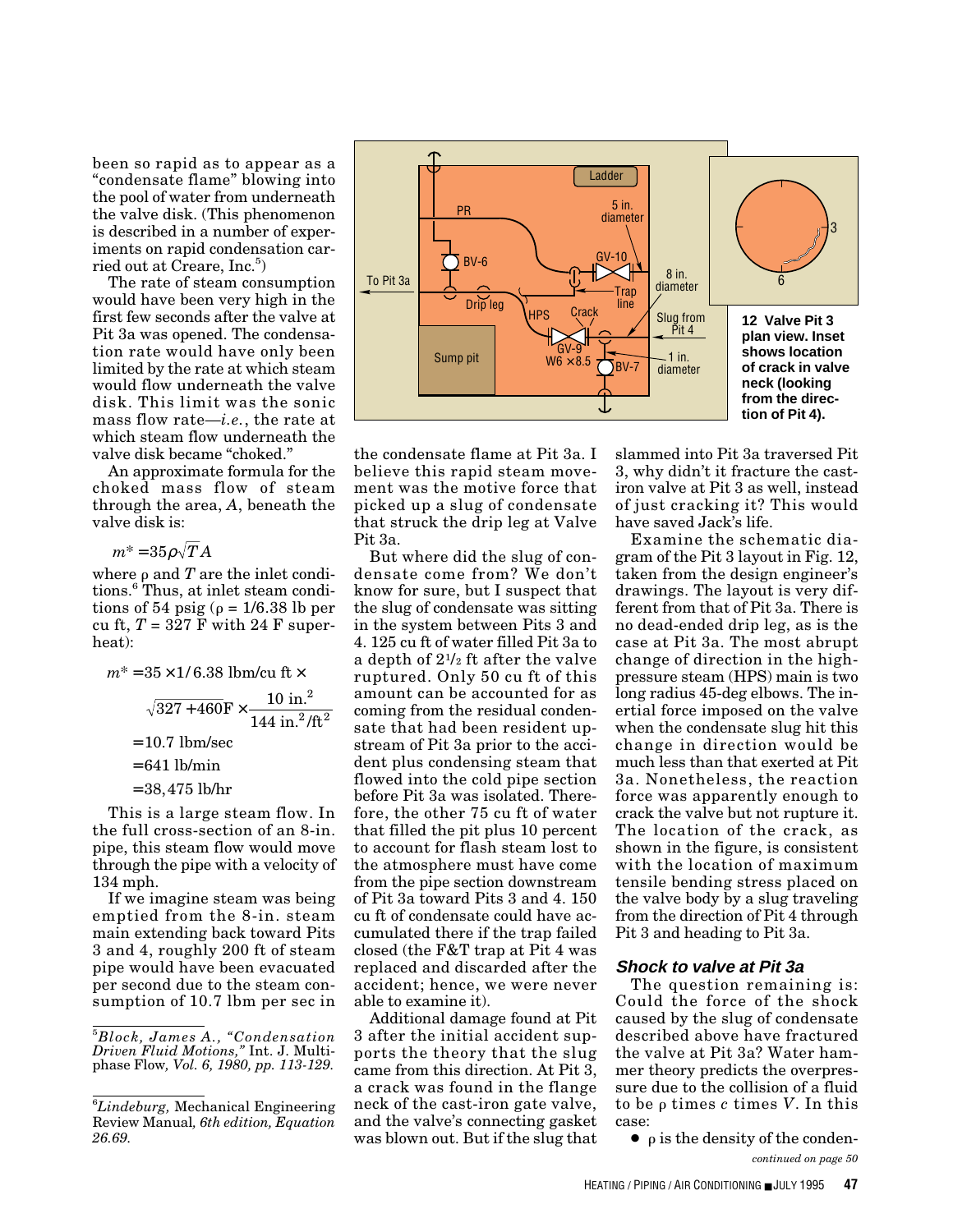been so rapid as to appear as a "condensate flame" blowing into the pool of water from underneath the valve disk. (This phenomenon is described in a number of experiments on rapid condensation carried out at Creare, Inc.[5])

The rate of steam consumption would have been very high in the first few seconds after the valve at Pit 3a was opened. The condensation rate would have only been limited by the rate at which steam would flow underneath the valve disk. This limit was the sonic mass flow rate—*i.e.*, the rate at which steam flow underneath the valve disk became "choked."

An approximate formula for the choked mass flow of steam through the area, $A$, beneath the valve disk is:

$$m^* = 35\rho\sqrt{T}A$$

where $\rho$ and $T$ are the inlet conditions.[6] Thus, at inlet steam conditions of 54 psig ($\rho$ = 1/6.38 lb per cu ft, $T$ = 327 F with 24 F superheat):

$$m^* = 35 \times 1/6.38 \text{ lbm/cu ft} \times \sqrt{327 + 460\text{F}} \times \frac{10 \text{ in.}^2}{144 \text{ in.}^2/\text{ft}^2}$$

$$= 10.7 \text{ lbm/sec}$$

$$= 641 \text{ lb/min}$$

$$= 38,475 \text{ lb/hr}$$

This is a large steam flow. In the full cross-section of an 8-in. pipe, this steam flow would move through the pipe with a velocity of 134 mph.

If we imagine steam was being emptied from the 8-in. steam main extending back toward Pits 3 and 4, roughly 200 ft of steam pipe would have been evacuated per second due to the steam consumption of 10.7 lbm per sec in the condensate flame at Pit 3a. I believe this rapid steam movement was the motive force that picked up a slug of condensate that struck the drip leg at Valve Pit 3a.

But where did the slug of condensate come from? We don't know for sure, but I suspect that the slug of condensate was sitting in the system between Pits 3 and 4. 125 cu ft of water filled Pit 3a to a depth of 2½ ft after the valve ruptured. Only 50 cu ft of this amount can be accounted for as coming from the residual condensate that had been resident upstream of Pit 3a prior to the accident plus condensing steam that flowed into the cold pipe section before Pit 3a was isolated. Therefore, the other 75 cu ft of water that filled the pit plus 10 percent to account for flash steam lost to the atmosphere must have come from the pipe section downstream of Pit 3a toward Pits 3 and 4. 150 cu ft of condensate could have accumulated there if the trap failed closed (the F&T trap at Pit 4 was replaced and discarded after the accident; hence, we were never able to examine it).

Additional damage found at Pit 3 after the initial accident supports the theory that the slug came from this direction. At Pit 3, a crack was found in the flange neck of the cast-iron gate valve, and the valve's connecting gasket was blown out. But if the slug that slammed into Pit 3a traversed Pit 3, why didn't it fracture the cast-iron valve at Pit 3 as well, instead of just cracking it? This would have saved Jack's life.

Examine the schematic diagram of the Pit 3 layout in Fig. 12, taken from the design engineer's drawings. The layout is very different from that of Pit 3a. There is no dead-ended drip leg, as is the case at Pit 3a. The most abrupt change of direction in the high-pressure steam (HPS) main is two long radius 45-deg elbows. The inertial force imposed on the valve when the condensate slug hit this change in direction would be much less than that exerted at Pit 3a. Nonetheless, the reaction force was apparently enough to crack the valve but not rupture it. The location of the crack, as shown in the figure, is consistent with the location of maximum tensile bending stress placed on the valve body by a slug traveling from the direction of Pit 4 through Pit 3 and heading to Pit 3a.

**12 Valve Pit 3 plan view. Inset shows location of crack in valve neck (looking from the direction of Pit 4).**

### *Shock to valve at Pit 3a*

The question remaining is: Could the force of the shock caused by the slug of condensate described above have fractured the valve at Pit 3a? Water hammer theory predicts the overpressure due to the collision of a fluid to be $\rho$ times $c$ times $V$. In this case:

- $\rho$ is the density of the conden-

*continued on page 50*

---

[5] *Block, James A., "Condensation Driven Fluid Motions,"* Int. J. Multiphase Flow*, Vol. 6, 1980, pp. 113-129.*

[6] *Lindeburg,* Mechanical Engineering Review Manual*, 6th edition, Equation 26.69.*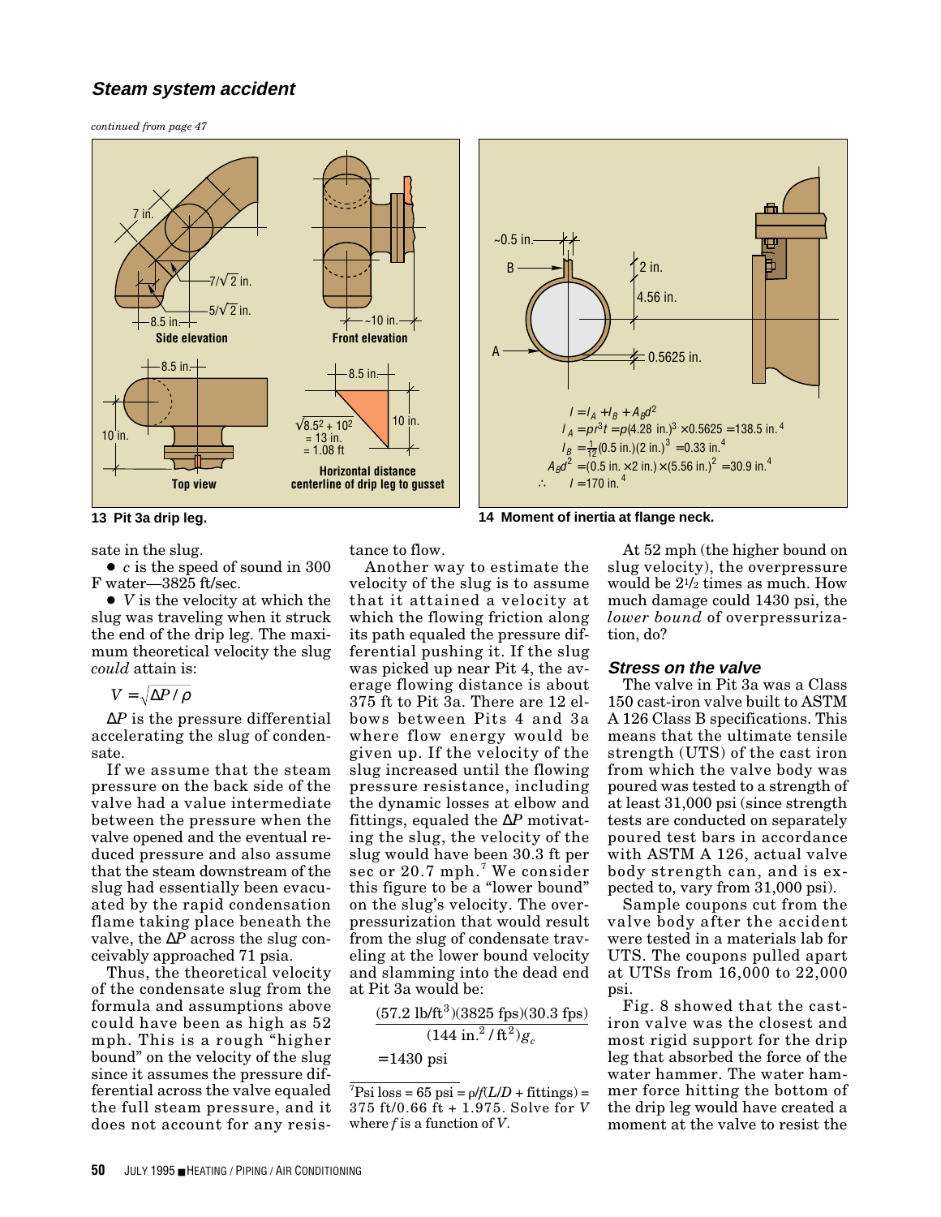## Steam system accident

*continued from page 47*

**13 Pit 3a drip leg.**

**14 Moment of inertia at flange neck.**

sate in the slug.

- $c$ is the speed of sound in 300 F water—3825 ft/sec.
- $V$ is the velocity at which the slug was traveling when it struck the end of the drip leg. The maximum theoretical velocity the slug *could* attain is:

$$V = \sqrt{\Delta P / \rho}$$

$\Delta P$ is the pressure differential accelerating the slug of condensate.

If we assume that the steam pressure on the back side of the valve had a value intermediate between the pressure when the valve opened and the eventual reduced pressure and also assume that the steam downstream of the slug had essentially been evacuated by the rapid condensation flame taking place beneath the valve, the $\Delta P$ across the slug conceivably approached 71 psia.

Thus, the theoretical velocity of the condensate slug from the formula and assumptions above could have been as high as 52 mph. This is a rough "higher bound" on the velocity of the slug since it assumes the pressure differential across the valve equaled the full steam pressure, and it does not account for any resistance to flow.

Another way to estimate the velocity of the slug is to assume that it attained a velocity at which the flowing friction along its path equaled the pressure differential pushing it. If the slug was picked up near Pit 4, the average flowing distance is about 375 ft to Pit 3a. There are 12 elbows between Pits 4 and 3a where flow energy would be given up. If the velocity of the slug increased until the flowing pressure resistance, including the dynamic losses at elbow and fittings, equaled the $\Delta P$ motivating the slug, the velocity of the slug would have been 30.3 ft per sec or 20.7 mph.[7] We consider this figure to be a "lower bound" on the slug's velocity. The overpressurization that would result from the slug of condensate traveling at the lower bound velocity and slamming into the dead end at Pit 3a would be:

$$\frac{(57.2 \text{ lb/ft}^3)(3825 \text{ fps})(30.3 \text{ fps})}{(144 \text{ in.}^2/\text{ft}^2)g_c}$$

$$= 1430 \text{ psi}$$

[7]Psi loss = 65 psi = $\rho/f(L/D$ + fittings) = 375 ft/0.66 ft + 1.975. Solve for $V$ where $f$ is a function of $V$.

At 52 mph (the higher bound on slug velocity), the overpressure would be 2½ times as much. How much damage could 1430 psi, the *lower bound* of overpressurization, do?

### Stress on the valve

The valve in Pit 3a was a Class 150 cast-iron valve built to ASTM A 126 Class B specifications. This means that the ultimate tensile strength (UTS) of the cast iron from which the valve body was poured was tested to a strength of at least 31,000 psi (since strength tests are conducted on separately poured test bars in accordance with ASTM A 126, actual valve body strength can, and is expected to, vary from 31,000 psi).

Sample coupons cut from the valve body after the accident were tested in a materials lab for UTS. The coupons pulled apart at UTSs from 16,000 to 22,000 psi.

Fig. 8 showed that the cast-iron valve was the closest and most rigid support for the drip leg that absorbed the force of the water hammer. The water hammer force hitting the bottom of the drip leg would have created a moment at the valve to resist the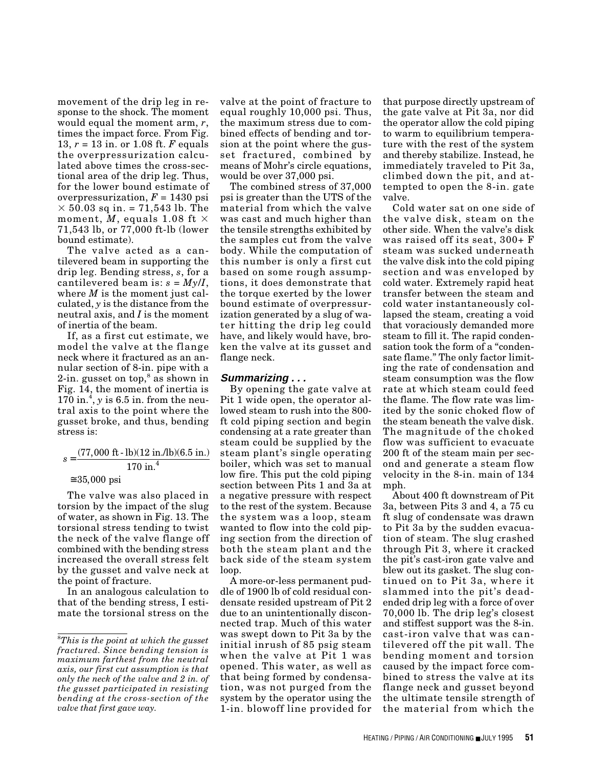movement of the drip leg in response to the shock. The moment would equal the moment arm, $r$, times the impact force. From Fig. 13, $r$ = 13 in. or 1.08 ft. $F$ equals the overpressurization calculated above times the cross-sectional area of the drip leg. Thus, for the lower bound estimate of overpressurization, $F$ = 1430 psi × 50.03 sq in. = 71,543 lb. The moment, $M$, equals 1.08 ft × 71,543 lb, or 77,000 ft-lb (lower bound estimate).

The valve acted as a cantilevered beam in supporting the drip leg. Bending stress, $s$, for a cantilevered beam is: $s = My/I$, where $M$ is the moment just calculated, $y$ is the distance from the neutral axis, and $I$ is the moment of inertia of the beam.

If, as a first cut estimate, we model the valve at the flange neck where it fractured as an annular section of 8-in. pipe with a 2-in. gusset on top,[8] as shown in Fig. 14, the moment of inertia is 170 in.$^4$, $y$ is 6.5 in. from the neutral axis to the point where the gusset broke, and thus, bending stress is:

$$s = \frac{(77{,}000 \text{ ft - lb})(12 \text{ in./lb})(6.5 \text{ in.})}{170 \text{ in.}^4}$$

$$\cong 35{,}000 \text{ psi}$$

The valve was also placed in torsion by the impact of the slug of water, as shown in Fig. 13. The torsional stress tending to twist the neck of the valve flange off combined with the bending stress increased the overall stress felt by the gusset and valve neck at the point of fracture.

In an analogous calculation to that of the bending stress, I estimate the torsional stress on the valve at the point of fracture to equal roughly 10,000 psi. Thus, the maximum stress due to combined effects of bending and torsion at the point where the gusset fractured, combined by means of Mohr's circle equations, would be over 37,000 psi.

The combined stress of 37,000 psi is greater than the UTS of the material from which the valve was cast and much higher than the tensile strengths exhibited by the samples cut from the valve body. While the computation of this number is only a first cut based on some rough assumptions, it does demonstrate that the torque exerted by the lower bound estimate of overpressurization generated by a slug of water hitting the drip leg could have, and likely would have, broken the valve at its gusset and flange neck.

### *Summarizing . . .*

By opening the gate valve at Pit 1 wide open, the operator allowed steam to rush into the 800-ft cold piping section and begin condensing at a rate greater than steam could be supplied by the steam plant's single operating boiler, which was set to manual low fire. This put the cold piping section between Pits 1 and 3a at a negative pressure with respect to the rest of the system. Because the system was a loop, steam wanted to flow into the cold piping section from the direction of both the steam plant and the back side of the steam system loop.

A more-or-less permanent puddle of 1900 lb of cold residual condensate resided upstream of Pit 2 due to an unintentionally disconnected trap. Much of this water was swept down to Pit 3a by the initial inrush of 85 psig steam when the valve at Pit 1 was opened. This water, as well as that being formed by condensation, was not purged from the system by the operator using the 1-in. blowoff line provided for that purpose directly upstream of the gate valve at Pit 3a, nor did the operator allow the cold piping to warm to equilibrium temperature with the rest of the system and thereby stabilize. Instead, he immediately traveled to Pit 3a, climbed down the pit, and attempted to open the 8-in. gate valve.

Cold water sat on one side of the valve disk, steam on the other side. When the valve's disk was raised off its seat, 300+ F steam was sucked underneath the valve disk into the cold piping section and was enveloped by cold water. Extremely rapid heat transfer between the steam and cold water instantaneously collapsed the steam, creating a void that voraciously demanded more steam to fill it. The rapid condensation took the form of a "condensate flame." The only factor limiting the rate of condensation and steam consumption was the flow rate at which steam could feed the flame. The flow rate was limited by the sonic choked flow of the steam beneath the valve disk. The magnitude of the choked flow was sufficient to evacuate 200 ft of the steam main per second and generate a steam flow velocity in the 8-in. main of 134 mph.

About 400 ft downstream of Pit 3a, between Pits 3 and 4, a 75 cu ft slug of condensate was drawn to Pit 3a by the sudden evacuation of steam. The slug crashed through Pit 3, where it cracked the pit's cast-iron gate valve and blew out its gasket. The slug continued on to Pit 3a, where it slammed into the pit's dead-ended drip leg with a force of over 70,000 lb. The drip leg's closest and stiffest support was the 8-in. cast-iron valve that was cantilevered off the pit wall. The bending moment and torsion caused by the impact force combined to stress the valve at its flange neck and gusset beyond the ultimate tensile strength of the material from which the

---

[8] *This is the point at which the gusset fractured. Since bending tension is maximum farthest from the neutral axis, our first cut assumption is that only the neck of the valve and 2 in. of the gusset participated in resisting bending at the cross-section of the valve that first gave way.*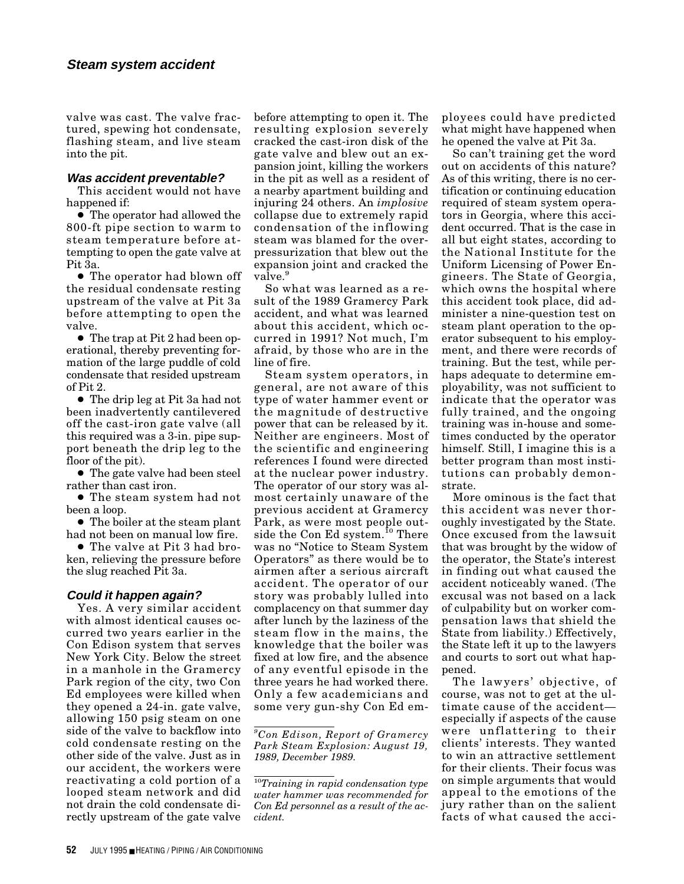valve was cast. The valve fractured, spewing hot condensate, flashing steam, and live steam into the pit.

### Was accident preventable?

This accident would not have happened if:

- The operator had allowed the 800-ft pipe section to warm to steam temperature before attempting to open the gate valve at Pit 3a.
- The operator had blown off the residual condensate resting upstream of the valve at Pit 3a before attempting to open the valve.
- The trap at Pit 2 had been operational, thereby preventing formation of the large puddle of cold condensate that resided upstream of Pit 2.
- The drip leg at Pit 3a had not been inadvertently cantilevered off the cast-iron gate valve (all this required was a 3-in. pipe support beneath the drip leg to the floor of the pit).
- The gate valve had been steel rather than cast iron.
- The steam system had not been a loop.
- The boiler at the steam plant had not been on manual low fire.
- The valve at Pit 3 had broken, relieving the pressure before the slug reached Pit 3a.

### Could it happen again?

Yes. A very similar accident with almost identical causes occurred two years earlier in the Con Edison system that serves New York City. Below the street in a manhole in the Gramercy Park region of the city, two Con Ed employees were killed when they opened a 24-in. gate valve, allowing 150 psig steam on one side of the valve to backflow into cold condensate resting on the other side of the valve. Just as in our accident, the workers were reactivating a cold portion of a looped steam network and did not drain the cold condensate directly upstream of the gate valve before attempting to open it. The resulting explosion severely cracked the cast-iron disk of the gate valve and blew out an expansion joint, killing the workers in the pit as well as a resident of a nearby apartment building and injuring 24 others. An *implosive* collapse due to extremely rapid condensation of the inflowing steam was blamed for the overpressurization that blew out the expansion joint and cracked the valve.[9]

So what was learned as a result of the 1989 Gramercy Park accident, and what was learned about this accident, which occurred in 1991? Not much, I'm afraid, by those who are in the line of fire.

Steam system operators, in general, are not aware of this type of water hammer event or the magnitude of destructive power that can be released by it. Neither are engineers. Most of the scientific and engineering references I found were directed at the nuclear power industry. The operator of our story was almost certainly unaware of the previous accident at Gramercy Park, as were most people outside the Con Ed system.[10] There was no "Notice to Steam System Operators" as there would be to airmen after a serious aircraft accident. The operator of our story was probably lulled into complacency on that summer day after lunch by the laziness of the steam flow in the mains, the knowledge that the boiler was fixed at low fire, and the absence of any eventful episode in the three years he had worked there. Only a few academicians and some very gun-shy Con Ed employees could have predicted what might have happened when he opened the valve at Pit 3a.

So can't training get the word out on accidents of this nature? As of this writing, there is no certification or continuing education required of steam system operators in Georgia, where this accident occurred. That is the case in all but eight states, according to the National Institute for the Uniform Licensing of Power Engineers. The State of Georgia, which owns the hospital where this accident took place, did administer a nine-question test on steam plant operation to the operator subsequent to his employment, and there were records of training. But the test, while perhaps adequate to determine employability, was not sufficient to indicate that the operator was fully trained, and the ongoing training was in-house and sometimes conducted by the operator himself. Still, I imagine this is a better program than most institutions can probably demonstrate.

More ominous is the fact that this accident was never thoroughly investigated by the State. Once excused from the lawsuit that was brought by the widow of the operator, the State's interest in finding out what caused the accident noticeably waned. (The excusal was not based on a lack of culpability but on worker compensation laws that shield the State from liability.) Effectively, the State left it up to the lawyers and courts to sort out what happened.

The lawyers' objective, of course, was not to get at the ultimate cause of the accident—especially if aspects of the cause were unflattering to their clients' interests. They wanted to win an attractive settlement for their clients. Their focus was on simple arguments that would appeal to the emotions of the jury rather than on the salient facts of what caused the acci-

---

[9] *Con Edison, Report of Gramercy Park Steam Explosion: August 19, 1989, December 1989.*

[10] *Training in rapid condensation type water hammer was recommended for Con Ed personnel as a result of the accident.*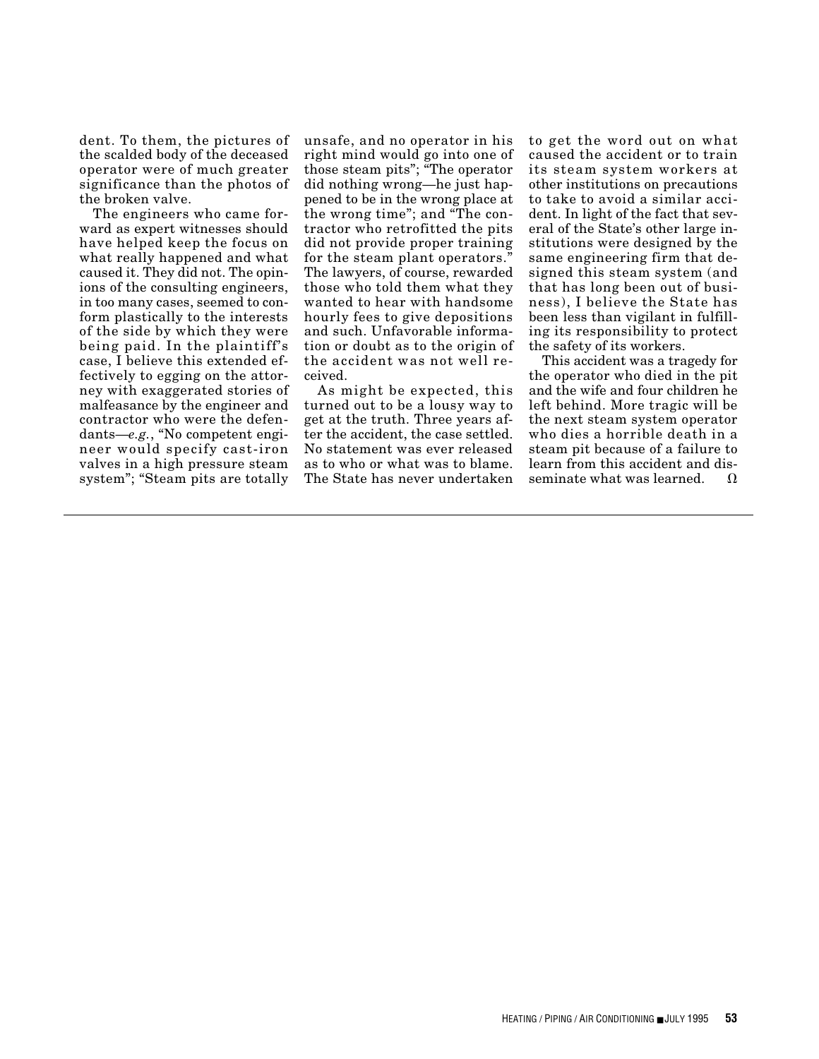dent. To them, the pictures of the scalded body of the deceased operator were of much greater significance than the photos of the broken valve.

The engineers who came forward as expert witnesses should have helped keep the focus on what really happened and what caused it. They did not. The opinions of the consulting engineers, in too many cases, seemed to conform plastically to the interests of the side by which they were being paid. In the plaintiff's case, I believe this extended effectively to egging on the attorney with exaggerated stories of malfeasance by the engineer and contractor who were the defendants—*e.g.*, "No competent engineer would specify cast-iron valves in a high pressure steam system"; "Steam pits are totally unsafe, and no operator in his right mind would go into one of those steam pits"; "The operator did nothing wrong—he just happened to be in the wrong place at the wrong time"; and "The contractor who retrofitted the pits did not provide proper training for the steam plant operators." The lawyers, of course, rewarded those who told them what they wanted to hear with handsome hourly fees to give depositions and such. Unfavorable information or doubt as to the origin of the accident was not well received.

As might be expected, this turned out to be a lousy way to get at the truth. Three years after the accident, the case settled. No statement was ever released as to who or what was to blame. The State has never undertaken to get the word out on what caused the accident or to train its steam system workers at other institutions on precautions to take to avoid a similar accident. In light of the fact that several of the State's other large institutions were designed by the same engineering firm that designed this steam system (and that has long been out of business), I believe the State has been less than vigilant in fulfilling its responsibility to protect the safety of its workers.

This accident was a tragedy for the operator who died in the pit and the wife and four children he left behind. More tragic will be the next steam system operator who dies a horrible death in a steam pit because of a failure to learn from this accident and disseminate what was learned. Ω